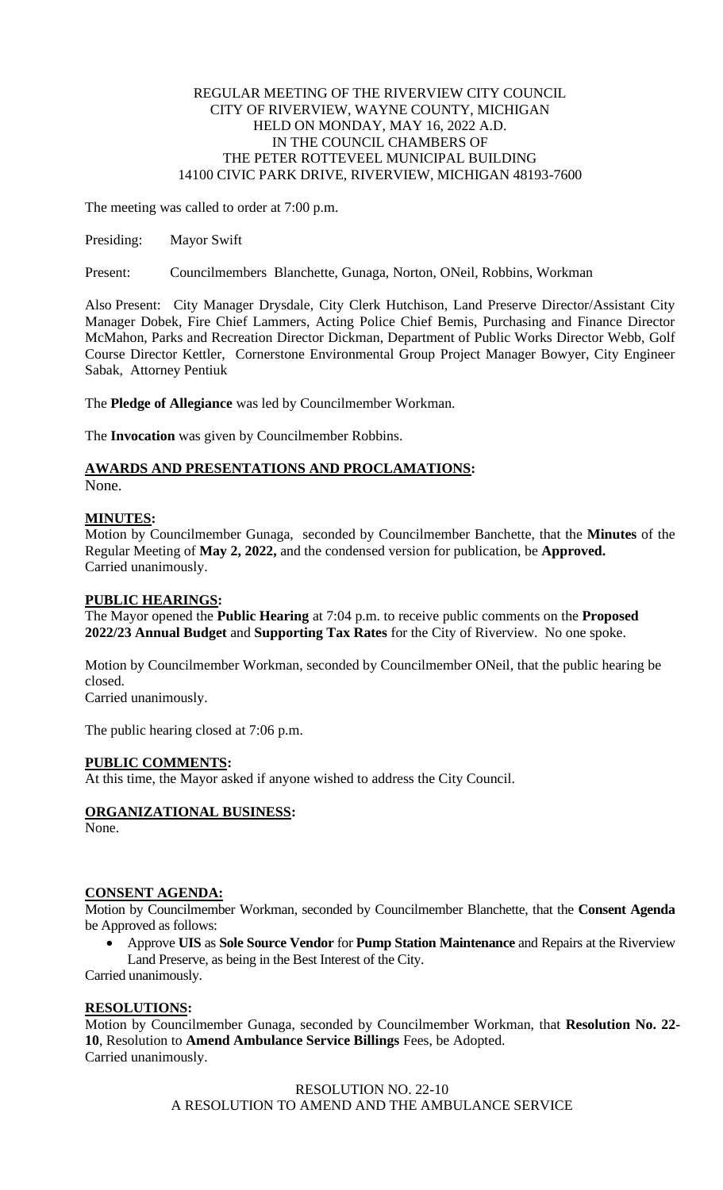REGULAR MEETING OF THE RIVERVIEW CITY COUNCIL
CITY OF RIVERVIEW, WAYNE COUNTY, MICHIGAN
HELD ON MONDAY, MAY 16, 2022 A.D.
IN THE COUNCIL CHAMBERS OF
THE PETER ROTTEVEEL MUNICIPAL BUILDING
14100 CIVIC PARK DRIVE, RIVERVIEW, MICHIGAN 48193-7600

The meeting was called to order at 7:00 p.m.

Presiding: Mayor Swift

Present: Councilmembers Blanchette, Gunaga, Norton, ONeil, Robbins, Workman

Also Present: City Manager Drysdale, City Clerk Hutchison, Land Preserve Director/Assistant City Manager Dobek, Fire Chief Lammers, Acting Police Chief Bemis, Purchasing and Finance Director McMahon, Parks and Recreation Director Dickman, Department of Public Works Director Webb, Golf Course Director Kettler, Cornerstone Environmental Group Project Manager Bowyer, City Engineer Sabak, Attorney Pentiuk

The **Pledge of Allegiance** was led by Councilmember Workman.

The **Invocation** was given by Councilmember Robbins.

## AWARDS AND PRESENTATIONS AND PROCLAMATIONS:

None.

## MINUTES:

Motion by Councilmember Gunaga, seconded by Councilmember Banchette, that the **Minutes** of the Regular Meeting of **May 2, 2022,** and the condensed version for publication, be **Approved.**
Carried unanimously.

## PUBLIC HEARINGS:

The Mayor opened the **Public Hearing** at 7:04 p.m. to receive public comments on the **Proposed 2022/23 Annual Budget** and **Supporting Tax Rates** for the City of Riverview. No one spoke.

Motion by Councilmember Workman, seconded by Councilmember ONeil, that the public hearing be closed.
Carried unanimously.

The public hearing closed at 7:06 p.m.

## PUBLIC COMMENTS:

At this time, the Mayor asked if anyone wished to address the City Council.

## ORGANIZATIONAL BUSINESS:

None.

## CONSENT AGENDA:

Motion by Councilmember Workman, seconded by Councilmember Blanchette, that the **Consent Agenda** be Approved as follows:

- Approve **UIS** as **Sole Source Vendor** for **Pump Station Maintenance** and Repairs at the Riverview Land Preserve, as being in the Best Interest of the City.

Carried unanimously.

## RESOLUTIONS:

Motion by Councilmember Gunaga, seconded by Councilmember Workman, that **Resolution No. 22-10**, Resolution to **Amend Ambulance Service Billings** Fees, be Adopted.
Carried unanimously.

RESOLUTION NO. 22-10
A RESOLUTION TO AMEND AND THE AMBULANCE SERVICE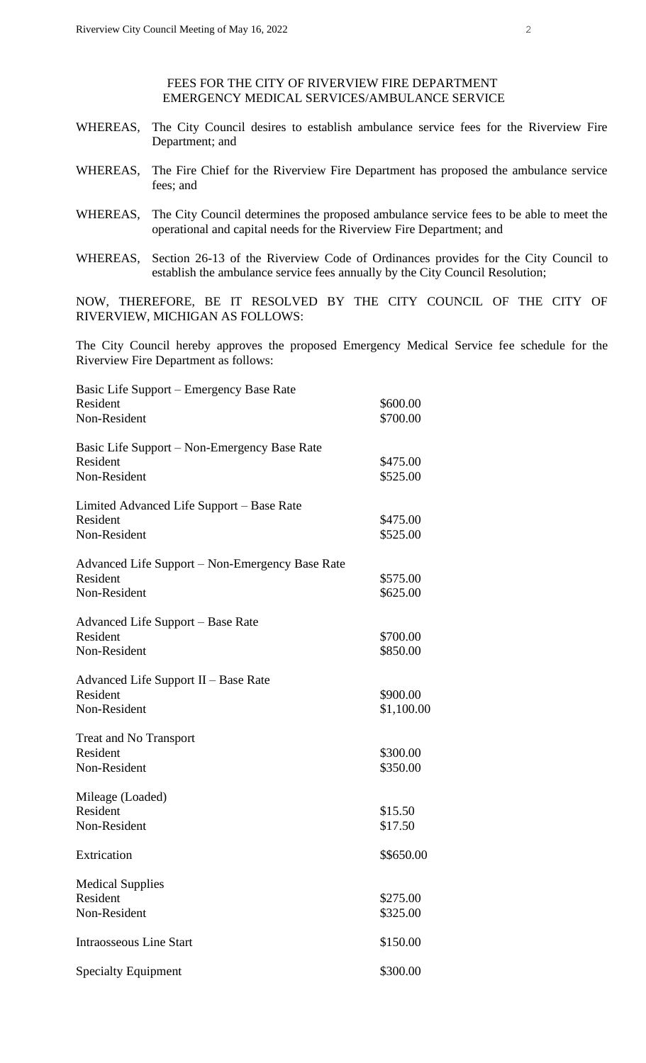## FEES FOR THE CITY OF RIVERVIEW FIRE DEPARTMENT EMERGENCY MEDICAL SERVICES/AMBULANCE SERVICE

WHEREAS, The City Council desires to establish ambulance service fees for the Riverview Fire Department; and

WHEREAS, The Fire Chief for the Riverview Fire Department has proposed the ambulance service fees; and

WHEREAS, The City Council determines the proposed ambulance service fees to be able to meet the operational and capital needs for the Riverview Fire Department; and

WHEREAS, Section 26-13 of the Riverview Code of Ordinances provides for the City Council to establish the ambulance service fees annually by the City Council Resolution;

NOW, THEREFORE, BE IT RESOLVED BY THE CITY COUNCIL OF THE CITY OF RIVERVIEW, MICHIGAN AS FOLLOWS:

The City Council hereby approves the proposed Emergency Medical Service fee schedule for the Riverview Fire Department as follows:

| | |
|---|---|
| Basic Life Support – Emergency Base Rate | |
| Resident | $600.00 |
| Non-Resident | $700.00 |
| Basic Life Support – Non-Emergency Base Rate | |
| Resident | $475.00 |
| Non-Resident | $525.00 |
| Limited Advanced Life Support – Base Rate | |
| Resident | $475.00 |
| Non-Resident | $525.00 |
| Advanced Life Support – Non-Emergency Base Rate | |
| Resident | $575.00 |
| Non-Resident | $625.00 |
| Advanced Life Support – Base Rate | |
| Resident | $700.00 |
| Non-Resident | $850.00 |
| Advanced Life Support II – Base Rate | |
| Resident | $900.00 |
| Non-Resident | $1,100.00 |
| Treat and No Transport | |
| Resident | $300.00 |
| Non-Resident | $350.00 |
| Mileage (Loaded) | |
| Resident | $15.50 |
| Non-Resident | $17.50 |
| Extrication | $$650.00 |
| Medical Supplies | |
| Resident | $275.00 |
| Non-Resident | $325.00 |
| Intraosseous Line Start | $150.00 |
| Specialty Equipment | $300.00 |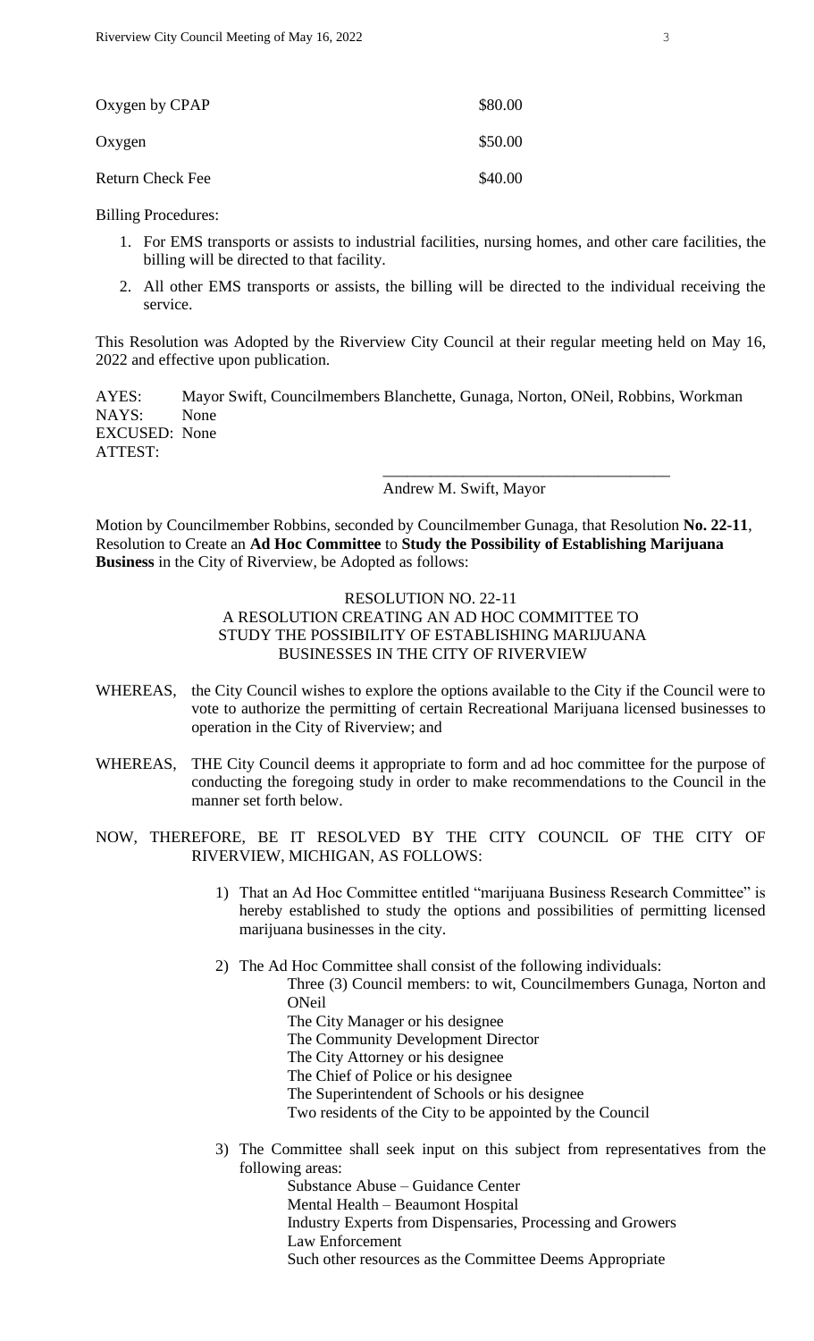| | |
|---|---|
| Oxygen by CPAP | \$80.00 |
| Oxygen | \$50.00 |
| Return Check Fee | \$40.00 |

Billing Procedures:

1. For EMS transports or assists to industrial facilities, nursing homes, and other care facilities, the billing will be directed to that facility.
2. All other EMS transports or assists, the billing will be directed to the individual receiving the service.

This Resolution was Adopted by the Riverview City Council at their regular meeting held on May 16, 2022 and effective upon publication.

AYES: Mayor Swift, Councilmembers Blanchette, Gunaga, Norton, ONeil, Robbins, Workman
NAYS: None
EXCUSED: None
ATTEST:

\_\_\_\_\_\_\_\_\_\_\_\_\_\_\_\_\_\_\_\_\_\_\_\_\_\_\_\_\_\_\_\_\_\_\_\_
Andrew M. Swift, Mayor

Motion by Councilmember Robbins, seconded by Councilmember Gunaga, that Resolution **No. 22-11**, Resolution to Create an **Ad Hoc Committee** to **Study the Possibility of Establishing Marijuana Business** in the City of Riverview, be Adopted as follows:

RESOLUTION NO. 22-11
A RESOLUTION CREATING AN AD HOC COMMITTEE TO STUDY THE POSSIBILITY OF ESTABLISHING MARIJUANA BUSINESSES IN THE CITY OF RIVERVIEW

WHEREAS, the City Council wishes to explore the options available to the City if the Council were to vote to authorize the permitting of certain Recreational Marijuana licensed businesses to operation in the City of Riverview; and

WHEREAS, THE City Council deems it appropriate to form and ad hoc committee for the purpose of conducting the foregoing study in order to make recommendations to the Council in the manner set forth below.

NOW, THEREFORE, BE IT RESOLVED BY THE CITY COUNCIL OF THE CITY OF RIVERVIEW, MICHIGAN, AS FOLLOWS:

1) That an Ad Hoc Committee entitled "marijuana Business Research Committee" is hereby established to study the options and possibilities of permitting licensed marijuana businesses in the city.

2) The Ad Hoc Committee shall consist of the following individuals:
   - Three (3) Council members: to wit, Councilmembers Gunaga, Norton and ONeil
   - The City Manager or his designee
   - The Community Development Director
   - The City Attorney or his designee
   - The Chief of Police or his designee
   - The Superintendent of Schools or his designee
   - Two residents of the City to be appointed by the Council

3) The Committee shall seek input on this subject from representatives from the following areas:
   - Substance Abuse – Guidance Center
   - Mental Health – Beaumont Hospital
   - Industry Experts from Dispensaries, Processing and Growers
   - Law Enforcement
   - Such other resources as the Committee Deems Appropriate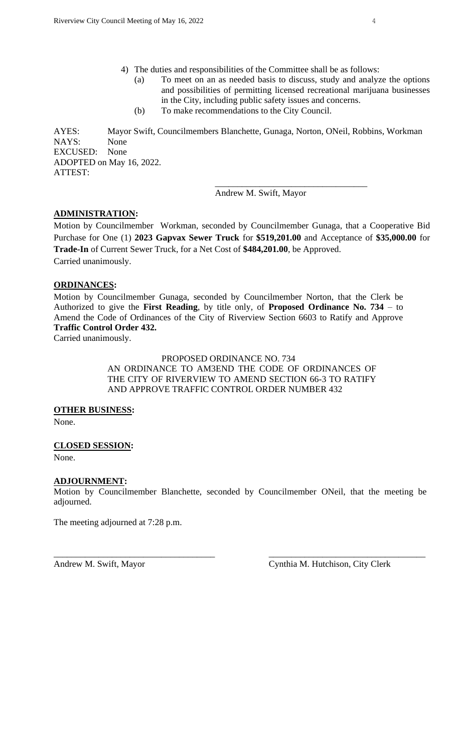4) The duties and responsibilities of the Committee shall be as follows:
   - (a) To meet on an as needed basis to discuss, study and analyze the options and possibilities of permitting licensed recreational marijuana businesses in the City, including public safety issues and concerns.
   - (b) To make recommendations to the City Council.

AYES: Mayor Swift, Councilmembers Blanchette, Gunaga, Norton, ONeil, Robbins, Workman
NAYS: None
EXCUSED: None
ADOPTED on May 16, 2022.
ATTEST:

\_\_\_\_\_\_\_\_\_\_\_\_\_\_\_\_\_\_\_\_\_\_\_\_\_\_\_\_\_\_\_\_\_\_
Andrew M. Swift, Mayor

**ADMINISTRATION:**

Motion by Councilmember Workman, seconded by Councilmember Gunaga, that a Cooperative Bid Purchase for One (1) **2023 Gapvax Sewer Truck** for **$519,201.00** and Acceptance of **$35,000.00** for **Trade-In** of Current Sewer Truck, for a Net Cost of **$484,201.00**, be Approved.
Carried unanimously.

**ORDINANCES:**

Motion by Councilmember Gunaga, seconded by Councilmember Norton, that the Clerk be Authorized to give the **First Reading**, by title only, of **Proposed Ordinance No. 734** – to Amend the Code of Ordinances of the City of Riverview Section 6603 to Ratify and Approve **Traffic Control Order 432.**
Carried unanimously.

PROPOSED ORDINANCE NO. 734
AN ORDINANCE TO AM3END THE CODE OF ORDINANCES OF THE CITY OF RIVERVIEW TO AMEND SECTION 66-3 TO RATIFY AND APPROVE TRAFFIC CONTROL ORDER NUMBER 432

**OTHER BUSINESS:**

None.

**CLOSED SESSION:**

None.

**ADJOURNMENT:**

Motion by Councilmember Blanchette, seconded by Councilmember ONeil, that the meeting be adjourned.

The meeting adjourned at 7:28 p.m.

\_\_\_\_\_\_\_\_\_\_\_\_\_\_\_\_\_\_\_\_\_\_\_\_\_\_\_\_\_\_\_\_\_\_ \_\_\_\_\_\_\_\_\_\_\_\_\_\_\_\_\_\_\_\_\_\_\_\_\_\_\_\_\_\_\_\_\_\_
Andrew M. Swift, Mayor Cynthia M. Hutchison, City Clerk